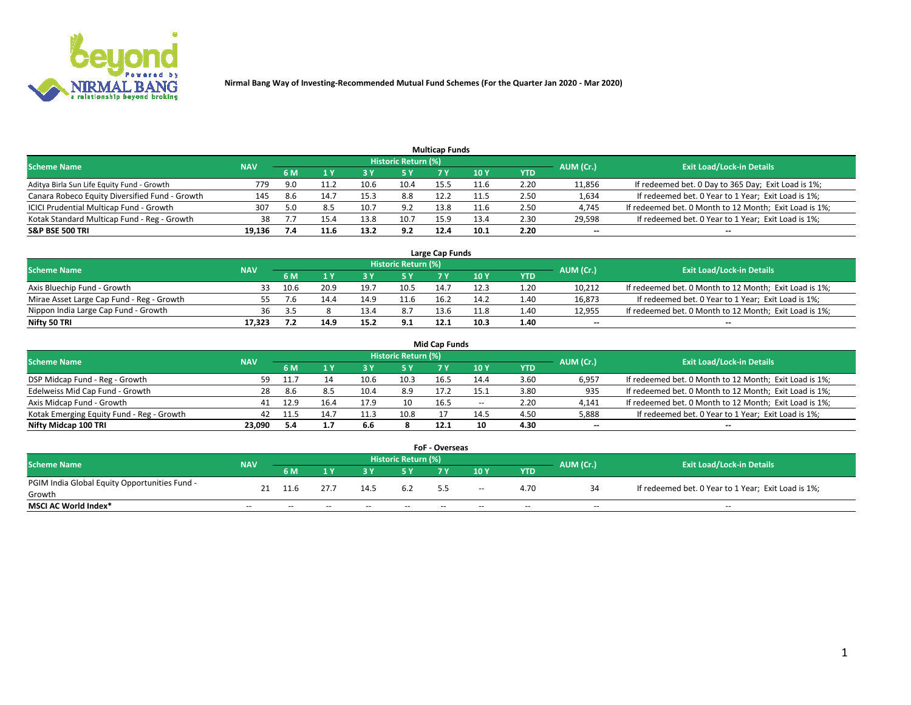Nirmal Bang Way of Investing-Recommended Mutual Fund Schemes (For the Quarter Jan 2020 - Mar 2020)

## Multicap Funds

| Scheme Name | NAV | Historic Return (%) | | | | | | | AUM (Cr.) | Exit Load/Lock-in Details |
|---|---|---|---|---|---|---|---|---|---|---|
| | | 6 M | 1 Y | 3 Y | 5 Y | 7 Y | 10 Y | YTD | | |
| Aditya Birla Sun Life Equity Fund - Growth | 779 | 9.0 | 11.2 | 10.6 | 10.4 | 15.5 | 11.6 | 2.20 | 11,856 | If redeemed bet. 0 Day to 365 Day; Exit Load is 1%; |
| Canara Robeco Equity Diversified Fund - Growth | 145 | 8.6 | 14.7 | 15.3 | 8.8 | 12.2 | 11.5 | 2.50 | 1,634 | If redeemed bet. 0 Year to 1 Year; Exit Load is 1%; |
| ICICI Prudential Multicap Fund - Growth | 307 | 5.0 | 8.5 | 10.7 | 9.2 | 13.8 | 11.6 | 2.50 | 4,745 | If redeemed bet. 0 Month to 12 Month; Exit Load is 1%; |
| Kotak Standard Multicap Fund - Reg - Growth | 38 | 7.7 | 15.4 | 13.8 | 10.7 | 15.9 | 13.4 | 2.30 | 29,598 | If redeemed bet. 0 Year to 1 Year; Exit Load is 1%; |
| **S&P BSE 500 TRI** | **19,136** | **7.4** | **11.6** | **13.2** | **9.2** | **12.4** | **10.1** | **2.20** | **--** | **--** |

## Large Cap Funds

| Scheme Name | NAV | Historic Return (%) | | | | | | | AUM (Cr.) | Exit Load/Lock-in Details |
|---|---|---|---|---|---|---|---|---|---|---|
| | | 6 M | 1 Y | 3 Y | 5 Y | 7 Y | 10 Y | YTD | | |
| Axis Bluechip Fund - Growth | 33 | 10.6 | 20.9 | 19.7 | 10.5 | 14.7 | 12.3 | 1.20 | 10,212 | If redeemed bet. 0 Month to 12 Month; Exit Load is 1%; |
| Mirae Asset Large Cap Fund - Reg - Growth | 55 | 7.6 | 14.4 | 14.9 | 11.6 | 16.2 | 14.2 | 1.40 | 16,873 | If redeemed bet. 0 Year to 1 Year; Exit Load is 1%; |
| Nippon India Large Cap Fund - Growth | 36 | 3.5 | 8 | 13.4 | 8.7 | 13.6 | 11.8 | 1.40 | 12,955 | If redeemed bet. 0 Month to 12 Month; Exit Load is 1%; |
| **Nifty 50 TRI** | **17,323** | **7.2** | **14.9** | **15.2** | **9.1** | **12.1** | **10.3** | **1.40** | **--** | **--** |

## Mid Cap Funds

| Scheme Name | NAV | Historic Return (%) | | | | | | | AUM (Cr.) | Exit Load/Lock-in Details |
|---|---|---|---|---|---|---|---|---|---|---|
| | | 6 M | 1 Y | 3 Y | 5 Y | 7 Y | 10 Y | YTD | | |
| DSP Midcap Fund - Reg - Growth | 59 | 11.7 | 14 | 10.6 | 10.3 | 16.5 | 14.4 | 3.60 | 6,957 | If redeemed bet. 0 Month to 12 Month; Exit Load is 1%; |
| Edelweiss Mid Cap Fund - Growth | 28 | 8.6 | 8.5 | 10.4 | 8.9 | 17.2 | 15.1 | 3.80 | 935 | If redeemed bet. 0 Month to 12 Month; Exit Load is 1%; |
| Axis Midcap Fund - Growth | 41 | 12.9 | 16.4 | 17.9 | 10 | 16.5 | -- | 2.20 | 4,141 | If redeemed bet. 0 Month to 12 Month; Exit Load is 1%; |
| Kotak Emerging Equity Fund - Reg - Growth | 42 | 11.5 | 14.7 | 11.3 | 10.8 | 17 | 14.5 | 4.50 | 5,888 | If redeemed bet. 0 Year to 1 Year; Exit Load is 1%; |
| **Nifty Midcap 100 TRI** | **23,090** | **5.4** | **1.7** | **6.6** | **8** | **12.1** | **10** | **4.30** | **--** | **--** |

## FoF - Overseas

| Scheme Name | NAV | Historic Return (%) | | | | | | | AUM (Cr.) | Exit Load/Lock-in Details |
|---|---|---|---|---|---|---|---|---|---|---|
| | | 6 M | 1 Y | 3 Y | 5 Y | 7 Y | 10 Y | YTD | | |
| PGIM India Global Equity Opportunities Fund - Growth | 21 | 11.6 | 27.7 | 14.5 | 6.2 | 5.5 | -- | 4.70 | 34 | If redeemed bet. 0 Year to 1 Year; Exit Load is 1%; |
| **MSCI AC World Index*** | -- | -- | -- | -- | -- | -- | -- | -- | -- | -- |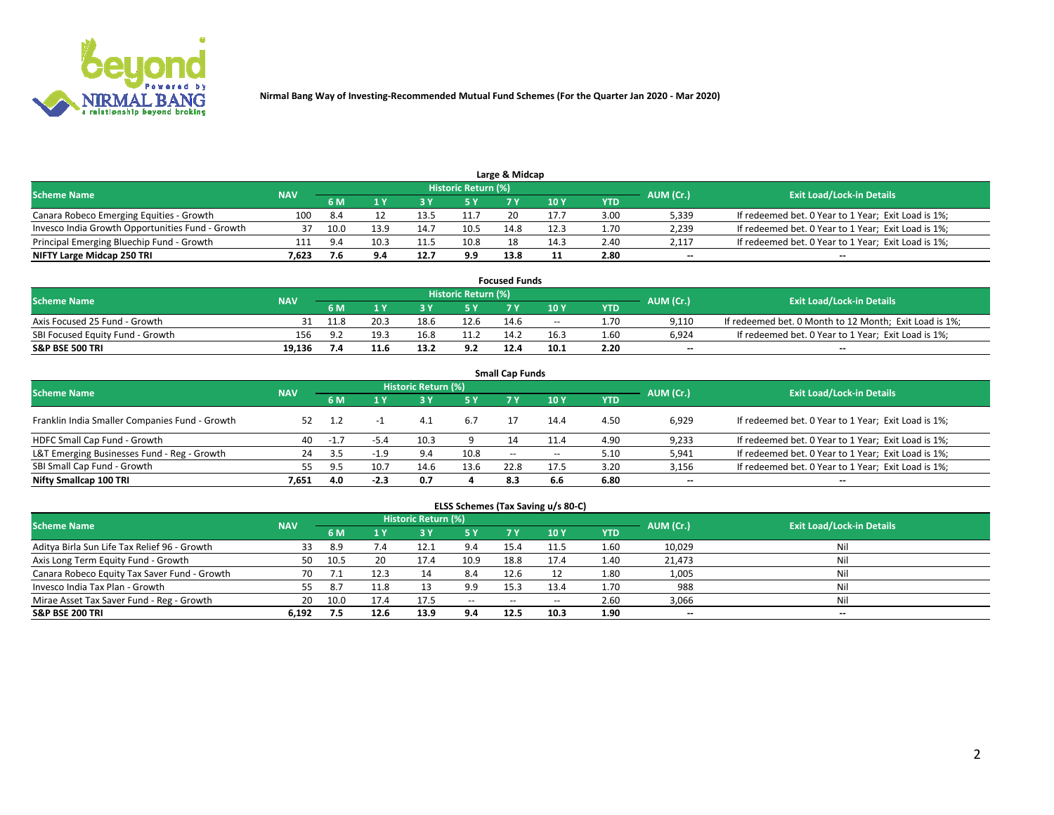Nirmal Bang Way of Investing-Recommended Mutual Fund Schemes (For the Quarter Jan 2020 - Mar 2020)

## Large & Midcap

| Scheme Name | NAV | Historic Return (%) | | | | | | | AUM (Cr.) | Exit Load/Lock-in Details |
|---|---|---|---|---|---|---|---|---|---|---|
| | | 6 M | 1 Y | 3 Y | 5 Y | 7 Y | 10 Y | YTD | | |
| Canara Robeco Emerging Equities - Growth | 100 | 8.4 | 12 | 13.5 | 11.7 | 20 | 17.7 | 3.00 | 5,339 | If redeemed bet. 0 Year to 1 Year; Exit Load is 1%; |
| Invesco India Growth Opportunities Fund - Growth | 37 | 10.0 | 13.9 | 14.7 | 10.5 | 14.8 | 12.3 | 1.70 | 2,239 | If redeemed bet. 0 Year to 1 Year; Exit Load is 1%; |
| Principal Emerging Bluechip Fund - Growth | 111 | 9.4 | 10.3 | 11.5 | 10.8 | 18 | 14.3 | 2.40 | 2,117 | If redeemed bet. 0 Year to 1 Year; Exit Load is 1%; |
| **NIFTY Large Midcap 250 TRI** | **7,623** | **7.6** | **9.4** | **12.7** | **9.9** | **13.8** | **11** | **2.80** | -- | -- |

## Focused Funds

| Scheme Name | NAV | Historic Return (%) | | | | | | | AUM (Cr.) | Exit Load/Lock-in Details |
|---|---|---|---|---|---|---|---|---|---|---|
| | | 6 M | 1 Y | 3 Y | 5 Y | 7 Y | 10 Y | YTD | | |
| Axis Focused 25 Fund - Growth | 31 | 11.8 | 20.3 | 18.6 | 12.6 | 14.6 | -- | 1.70 | 9,110 | If redeemed bet. 0 Month to 12 Month; Exit Load is 1%; |
| SBI Focused Equity Fund - Growth | 156 | 9.2 | 19.3 | 16.8 | 11.2 | 14.2 | 16.3 | 1.60 | 6,924 | If redeemed bet. 0 Year to 1 Year; Exit Load is 1%; |
| **S&P BSE 500 TRI** | **19,136** | **7.4** | **11.6** | **13.2** | **9.2** | **12.4** | **10.1** | **2.20** | -- | -- |

## Small Cap Funds

| Scheme Name | NAV | Historic Return (%) | | | | | | | AUM (Cr.) | Exit Load/Lock-in Details |
|---|---|---|---|---|---|---|---|---|---|---|
| | | 6 M | 1 Y | 3 Y | 5 Y | 7 Y | 10 Y | YTD | | |
| Franklin India Smaller Companies Fund - Growth | 52 | 1.2 | -1 | 4.1 | 6.7 | 17 | 14.4 | 4.50 | 6,929 | If redeemed bet. 0 Year to 1 Year; Exit Load is 1%; |
| HDFC Small Cap Fund - Growth | 40 | -1.7 | -5.4 | 10.3 | 9 | 14 | 11.4 | 4.90 | 9,233 | If redeemed bet. 0 Year to 1 Year; Exit Load is 1%; |
| L&T Emerging Businesses Fund - Reg - Growth | 24 | 3.5 | -1.9 | 9.4 | 10.8 | -- | -- | 5.10 | 5,941 | If redeemed bet. 0 Year to 1 Year; Exit Load is 1%; |
| SBI Small Cap Fund - Growth | 55 | 9.5 | 10.7 | 14.6 | 13.6 | 22.8 | 17.5 | 3.20 | 3,156 | If redeemed bet. 0 Year to 1 Year; Exit Load is 1%; |
| **Nifty Smallcap 100 TRI** | **7,651** | **4.0** | **-2.3** | **0.7** | **4** | **8.3** | **6.6** | **6.80** | -- | -- |

## ELSS Schemes (Tax Saving u/s 80-C)

| Scheme Name | NAV | Historic Return (%) | | | | | | | AUM (Cr.) | Exit Load/Lock-in Details |
|---|---|---|---|---|---|---|---|---|---|---|
| | | 6 M | 1 Y | 3 Y | 5 Y | 7 Y | 10 Y | YTD | | |
| Aditya Birla Sun Life Tax Relief 96 - Growth | 33 | 8.9 | 7.4 | 12.1 | 9.4 | 15.4 | 11.5 | 1.60 | 10,029 | Nil |
| Axis Long Term Equity Fund - Growth | 50 | 10.5 | 20 | 17.4 | 10.9 | 18.8 | 17.4 | 1.40 | 21,473 | Nil |
| Canara Robeco Equity Tax Saver Fund - Growth | 70 | 7.1 | 12.3 | 14 | 8.4 | 12.6 | 12 | 1.80 | 1,005 | Nil |
| Invesco India Tax Plan - Growth | 55 | 8.7 | 11.8 | 13 | 9.9 | 15.3 | 13.4 | 1.70 | 988 | Nil |
| Mirae Asset Tax Saver Fund - Reg - Growth | 20 | 10.0 | 17.4 | 17.5 | -- | -- | -- | 2.60 | 3,066 | Nil |
| **S&P BSE 200 TRI** | **6,192** | **7.5** | **12.6** | **13.9** | **9.4** | **12.5** | **10.3** | **1.90** | -- | -- |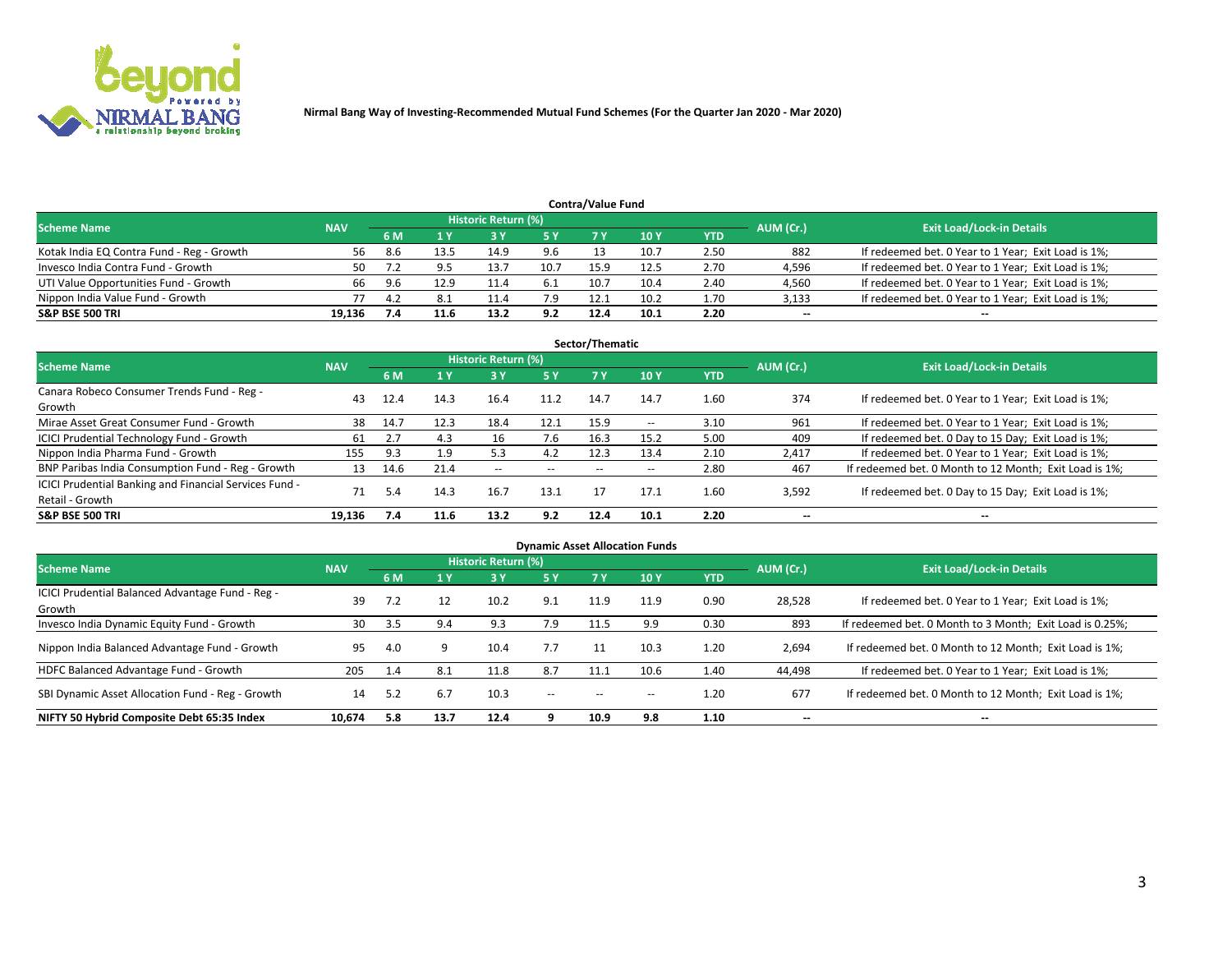Nirmal Bang Way of Investing-Recommended Mutual Fund Schemes (For the Quarter Jan 2020 - Mar 2020)

### Contra/Value Fund

| Scheme Name | NAV | Historic Return (%) | | | | | | | AUM (Cr.) | Exit Load/Lock-in Details |
|---|---|---|---|---|---|---|---|---|---|---|
| | | 6 M | 1 Y | 3 Y | 5 Y | 7 Y | 10 Y | YTD | | |
| Kotak India EQ Contra Fund - Reg - Growth | 56 | 8.6 | 13.5 | 14.9 | 9.6 | 13 | 10.7 | 2.50 | 882 | If redeemed bet. 0 Year to 1 Year; Exit Load is 1%; |
| Invesco India Contra Fund - Growth | 50 | 7.2 | 9.5 | 13.7 | 10.7 | 15.9 | 12.5 | 2.70 | 4,596 | If redeemed bet. 0 Year to 1 Year; Exit Load is 1%; |
| UTI Value Opportunities Fund - Growth | 66 | 9.6 | 12.9 | 11.4 | 6.1 | 10.7 | 10.4 | 2.40 | 4,560 | If redeemed bet. 0 Year to 1 Year; Exit Load is 1%; |
| Nippon India Value Fund - Growth | 77 | 4.2 | 8.1 | 11.4 | 7.9 | 12.1 | 10.2 | 1.70 | 3,133 | If redeemed bet. 0 Year to 1 Year; Exit Load is 1%; |
| **S&P BSE 500 TRI** | **19,136** | **7.4** | **11.6** | **13.2** | **9.2** | **12.4** | **10.1** | **2.20** | **--** | **--** |

### Sector/Thematic

| Scheme Name | NAV | Historic Return (%) | | | | | | | AUM (Cr.) | Exit Load/Lock-in Details |
|---|---|---|---|---|---|---|---|---|---|---|
| | | 6 M | 1 Y | 3 Y | 5 Y | 7 Y | 10 Y | YTD | | |
| Canara Robeco Consumer Trends Fund - Reg - Growth | 43 | 12.4 | 14.3 | 16.4 | 11.2 | 14.7 | 14.7 | 1.60 | 374 | If redeemed bet. 0 Year to 1 Year; Exit Load is 1%; |
| Mirae Asset Great Consumer Fund - Growth | 38 | 14.7 | 12.3 | 18.4 | 12.1 | 15.9 | -- | 3.10 | 961 | If redeemed bet. 0 Year to 1 Year; Exit Load is 1%; |
| ICICI Prudential Technology Fund - Growth | 61 | 2.7 | 4.3 | 16 | 7.6 | 16.3 | 15.2 | 5.00 | 409 | If redeemed bet. 0 Day to 15 Day; Exit Load is 1%; |
| Nippon India Pharma Fund - Growth | 155 | 9.3 | 1.9 | 5.3 | 4.2 | 12.3 | 13.4 | 2.10 | 2,417 | If redeemed bet. 0 Year to 1 Year; Exit Load is 1%; |
| BNP Paribas India Consumption Fund - Reg - Growth | 13 | 14.6 | 21.4 | -- | -- | -- | -- | 2.80 | 467 | If redeemed bet. 0 Month to 12 Month; Exit Load is 1%; |
| ICICI Prudential Banking and Financial Services Fund - Retail - Growth | 71 | 5.4 | 14.3 | 16.7 | 13.1 | 17 | 17.1 | 1.60 | 3,592 | If redeemed bet. 0 Day to 15 Day; Exit Load is 1%; |
| **S&P BSE 500 TRI** | **19,136** | **7.4** | **11.6** | **13.2** | **9.2** | **12.4** | **10.1** | **2.20** | **--** | **--** |

### Dynamic Asset Allocation Funds

| Scheme Name | NAV | Historic Return (%) | | | | | | | AUM (Cr.) | Exit Load/Lock-in Details |
|---|---|---|---|---|---|---|---|---|---|---|
| | | 6 M | 1 Y | 3 Y | 5 Y | 7 Y | 10 Y | YTD | | |
| ICICI Prudential Balanced Advantage Fund - Reg - Growth | 39 | 7.2 | 12 | 10.2 | 9.1 | 11.9 | 11.9 | 0.90 | 28,528 | If redeemed bet. 0 Year to 1 Year; Exit Load is 1%; |
| Invesco India Dynamic Equity Fund - Growth | 30 | 3.5 | 9.4 | 9.3 | 7.9 | 11.5 | 9.9 | 0.30 | 893 | If redeemed bet. 0 Month to 3 Month; Exit Load is 0.25%; |
| Nippon India Balanced Advantage Fund - Growth | 95 | 4.0 | 9 | 10.4 | 7.7 | 11 | 10.3 | 1.20 | 2,694 | If redeemed bet. 0 Month to 12 Month; Exit Load is 1%; |
| HDFC Balanced Advantage Fund - Growth | 205 | 1.4 | 8.1 | 11.8 | 8.7 | 11.1 | 10.6 | 1.40 | 44,498 | If redeemed bet. 0 Year to 1 Year; Exit Load is 1%; |
| SBI Dynamic Asset Allocation Fund - Reg - Growth | 14 | 5.2 | 6.7 | 10.3 | -- | -- | -- | 1.20 | 677 | If redeemed bet. 0 Month to 12 Month; Exit Load is 1%; |
| **NIFTY 50 Hybrid Composite Debt 65:35 Index** | **10,674** | **5.8** | **13.7** | **12.4** | **9** | **10.9** | **9.8** | **1.10** | **--** | **--** |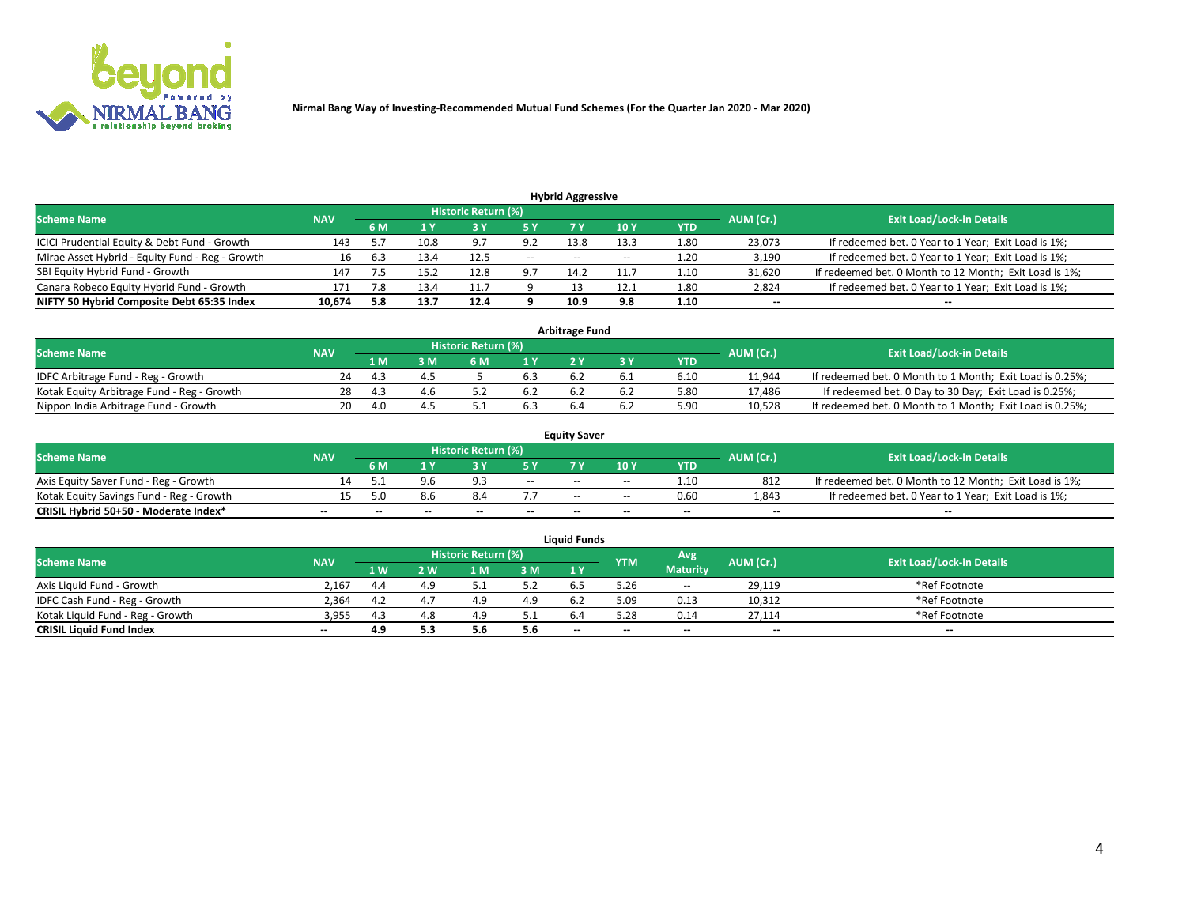Nirmal Bang Way of Investing-Recommended Mutual Fund Schemes (For the Quarter Jan 2020 - Mar 2020)

### Hybrid Aggressive

| Scheme Name | NAV | Historic Return (%) | | | | | | | AUM (Cr.) | Exit Load/Lock-in Details |
|---|---|---|---|---|---|---|---|---|---|---|
| | | 6 M | 1 Y | 3 Y | 5 Y | 7 Y | 10 Y | YTD | | |
| ICICI Prudential Equity & Debt Fund - Growth | 143 | 5.7 | 10.8 | 9.7 | 9.2 | 13.8 | 13.3 | 1.80 | 23,073 | If redeemed bet. 0 Year to 1 Year; Exit Load is 1%; |
| Mirae Asset Hybrid - Equity Fund - Reg - Growth | 16 | 6.3 | 13.4 | 12.5 | -- | -- | -- | 1.20 | 3,190 | If redeemed bet. 0 Year to 1 Year; Exit Load is 1%; |
| SBI Equity Hybrid Fund - Growth | 147 | 7.5 | 15.2 | 12.8 | 9.7 | 14.2 | 11.7 | 1.10 | 31,620 | If redeemed bet. 0 Month to 12 Month; Exit Load is 1%; |
| Canara Robeco Equity Hybrid Fund - Growth | 171 | 7.8 | 13.4 | 11.7 | 9 | 13 | 12.1 | 1.80 | 2,824 | If redeemed bet. 0 Year to 1 Year; Exit Load is 1%; |
| **NIFTY 50 Hybrid Composite Debt 65:35 Index** | **10,674** | **5.8** | **13.7** | **12.4** | **9** | **10.9** | **9.8** | **1.10** | **--** | **--** |

### Arbitrage Fund

| Scheme Name | NAV | Historic Return (%) | | | | | | | AUM (Cr.) | Exit Load/Lock-in Details |
|---|---|---|---|---|---|---|---|---|---|---|
| | | 1 M | 3 M | 6 M | 1 Y | 2 Y | 3 Y | YTD | | |
| IDFC Arbitrage Fund - Reg - Growth | 24 | 4.3 | 4.5 | 5 | 6.3 | 6.2 | 6.1 | 6.10 | 11,944 | If redeemed bet. 0 Month to 1 Month; Exit Load is 0.25%; |
| Kotak Equity Arbitrage Fund - Reg - Growth | 28 | 4.3 | 4.6 | 5.2 | 6.2 | 6.2 | 6.2 | 5.80 | 17,486 | If redeemed bet. 0 Day to 30 Day; Exit Load is 0.25%; |
| Nippon India Arbitrage Fund - Growth | 20 | 4.0 | 4.5 | 5.1 | 6.3 | 6.4 | 6.2 | 5.90 | 10,528 | If redeemed bet. 0 Month to 1 Month; Exit Load is 0.25%; |

### Equity Saver

| Scheme Name | NAV | Historic Return (%) | | | | | | | AUM (Cr.) | Exit Load/Lock-in Details |
|---|---|---|---|---|---|---|---|---|---|---|
| | | 6 M | 1 Y | 3 Y | 5 Y | 7 Y | 10 Y | YTD | | |
| Axis Equity Saver Fund - Reg - Growth | 14 | 5.1 | 9.6 | 9.3 | -- | -- | -- | 1.10 | 812 | If redeemed bet. 0 Month to 12 Month; Exit Load is 1%; |
| Kotak Equity Savings Fund - Reg - Growth | 15 | 5.0 | 8.6 | 8.4 | 7.7 | -- | -- | 0.60 | 1,843 | If redeemed bet. 0 Year to 1 Year; Exit Load is 1%; |
| **CRISIL Hybrid 50+50 - Moderate Index*** | **--** | **--** | **--** | **--** | **--** | **--** | **--** | **--** | **--** | **--** |

### Liquid Funds

| Scheme Name | NAV | Historic Return (%) | | | | | YTM | Avg Maturity | AUM (Cr.) | Exit Load/Lock-in Details |
|---|---|---|---|---|---|---|---|---|---|---|
| | | 1 W | 2 W | 1 M | 3 M | 1 Y | | | | |
| Axis Liquid Fund - Growth | 2,167 | 4.4 | 4.9 | 5.1 | 5.2 | 6.5 | 5.26 | -- | 29,119 | *Ref Footnote |
| IDFC Cash Fund - Reg - Growth | 2,364 | 4.2 | 4.7 | 4.9 | 4.9 | 6.2 | 5.09 | 0.13 | 10,312 | *Ref Footnote |
| Kotak Liquid Fund - Reg - Growth | 3,955 | 4.3 | 4.8 | 4.9 | 5.1 | 6.4 | 5.28 | 0.14 | 27,114 | *Ref Footnote |
| **CRISIL Liquid Fund Index** | **--** | **4.9** | **5.3** | **5.6** | **5.6** | **--** | **--** | **--** | **--** | **--** |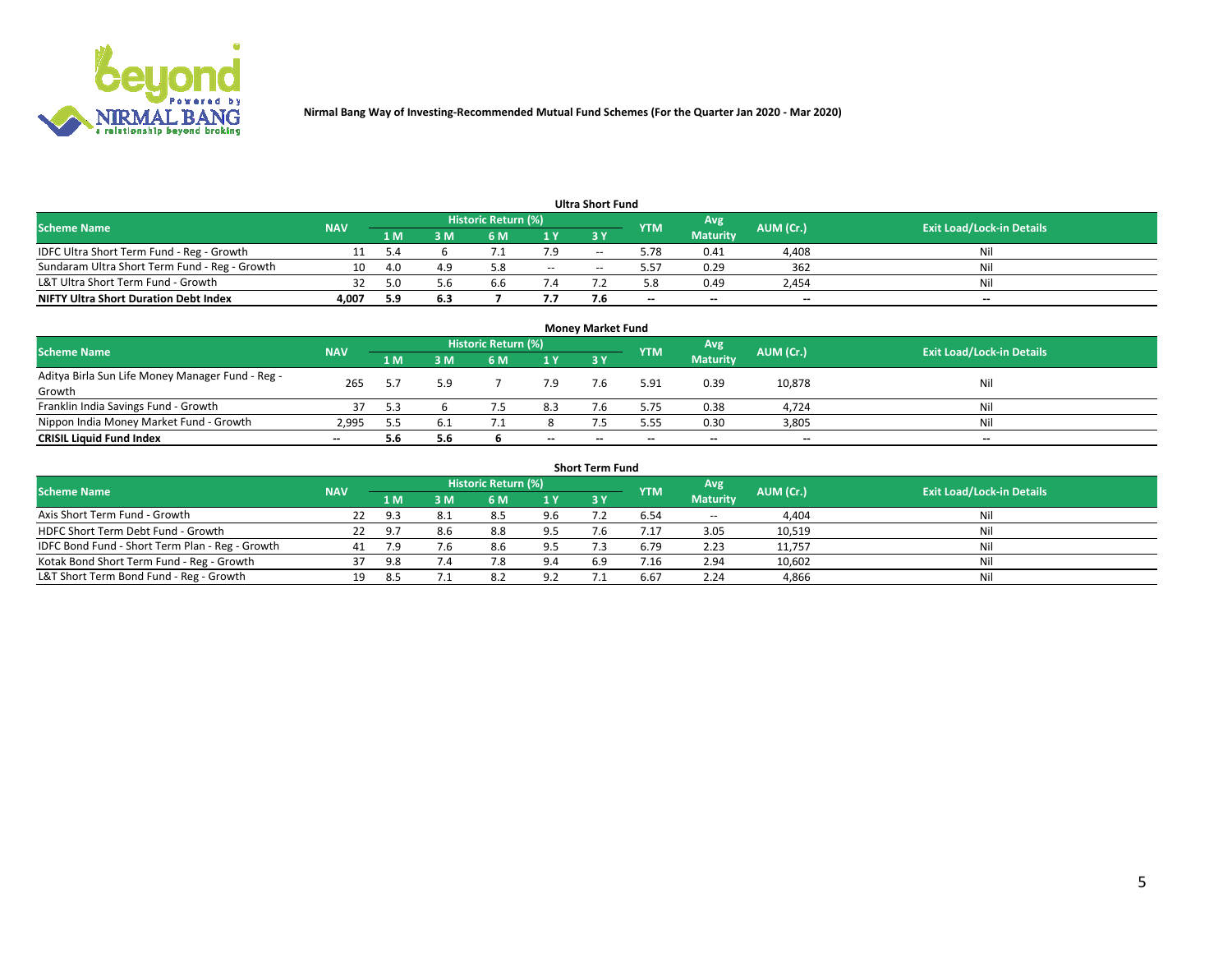Nirmal Bang Way of Investing-Recommended Mutual Fund Schemes (For the Quarter Jan 2020 - Mar 2020)

### Ultra Short Fund

| Scheme Name | NAV | Historic Return (%) | | | | | YTM | Avg Maturity | AUM (Cr.) | Exit Load/Lock-in Details |
|---|---|---|---|---|---|---|---|---|---|---|
| | | 1 M | 3 M | 6 M | 1 Y | 3 Y | | | | |
| IDFC Ultra Short Term Fund - Reg - Growth | 11 | 5.4 | 6 | 7.1 | 7.9 | -- | 5.78 | 0.41 | 4,408 | Nil |
| Sundaram Ultra Short Term Fund - Reg - Growth | 10 | 4.0 | 4.9 | 5.8 | -- | -- | 5.57 | 0.29 | 362 | Nil |
| L&T Ultra Short Term Fund - Growth | 32 | 5.0 | 5.6 | 6.6 | 7.4 | 7.2 | 5.8 | 0.49 | 2,454 | Nil |
| **NIFTY Ultra Short Duration Debt Index** | **4,007** | **5.9** | **6.3** | **7** | **7.7** | **7.6** | **--** | **--** | **--** | **--** |

### Money Market Fund

| Scheme Name | NAV | Historic Return (%) | | | | | YTM | Avg Maturity | AUM (Cr.) | Exit Load/Lock-in Details |
|---|---|---|---|---|---|---|---|---|---|---|
| | | 1 M | 3 M | 6 M | 1 Y | 3 Y | | | | |
| Aditya Birla Sun Life Money Manager Fund - Reg - Growth | 265 | 5.7 | 5.9 | 7 | 7.9 | 7.6 | 5.91 | 0.39 | 10,878 | Nil |
| Franklin India Savings Fund - Growth | 37 | 5.3 | 6 | 7.5 | 8.3 | 7.6 | 5.75 | 0.38 | 4,724 | Nil |
| Nippon India Money Market Fund - Growth | 2,995 | 5.5 | 6.1 | 7.1 | 8 | 7.5 | 5.55 | 0.30 | 3,805 | Nil |
| **CRISIL Liquid Fund Index** | **--** | **5.6** | **5.6** | **6** | **--** | **--** | **--** | **--** | **--** | **--** |

### Short Term Fund

| Scheme Name | NAV | Historic Return (%) | | | | | YTM | Avg Maturity | AUM (Cr.) | Exit Load/Lock-in Details |
|---|---|---|---|---|---|---|---|---|---|---|
| | | 1 M | 3 M | 6 M | 1 Y | 3 Y | | | | |
| Axis Short Term Fund - Growth | 22 | 9.3 | 8.1 | 8.5 | 9.6 | 7.2 | 6.54 | -- | 4,404 | Nil |
| HDFC Short Term Debt Fund - Growth | 22 | 9.7 | 8.6 | 8.8 | 9.5 | 7.6 | 7.17 | 3.05 | 10,519 | Nil |
| IDFC Bond Fund - Short Term Plan - Reg - Growth | 41 | 7.9 | 7.6 | 8.6 | 9.5 | 7.3 | 6.79 | 2.23 | 11,757 | Nil |
| Kotak Bond Short Term Fund - Reg - Growth | 37 | 9.8 | 7.4 | 7.8 | 9.4 | 6.9 | 7.16 | 2.94 | 10,602 | Nil |
| L&T Short Term Bond Fund - Reg - Growth | 19 | 8.5 | 7.1 | 8.2 | 9.2 | 7.1 | 6.67 | 2.24 | 4,866 | Nil |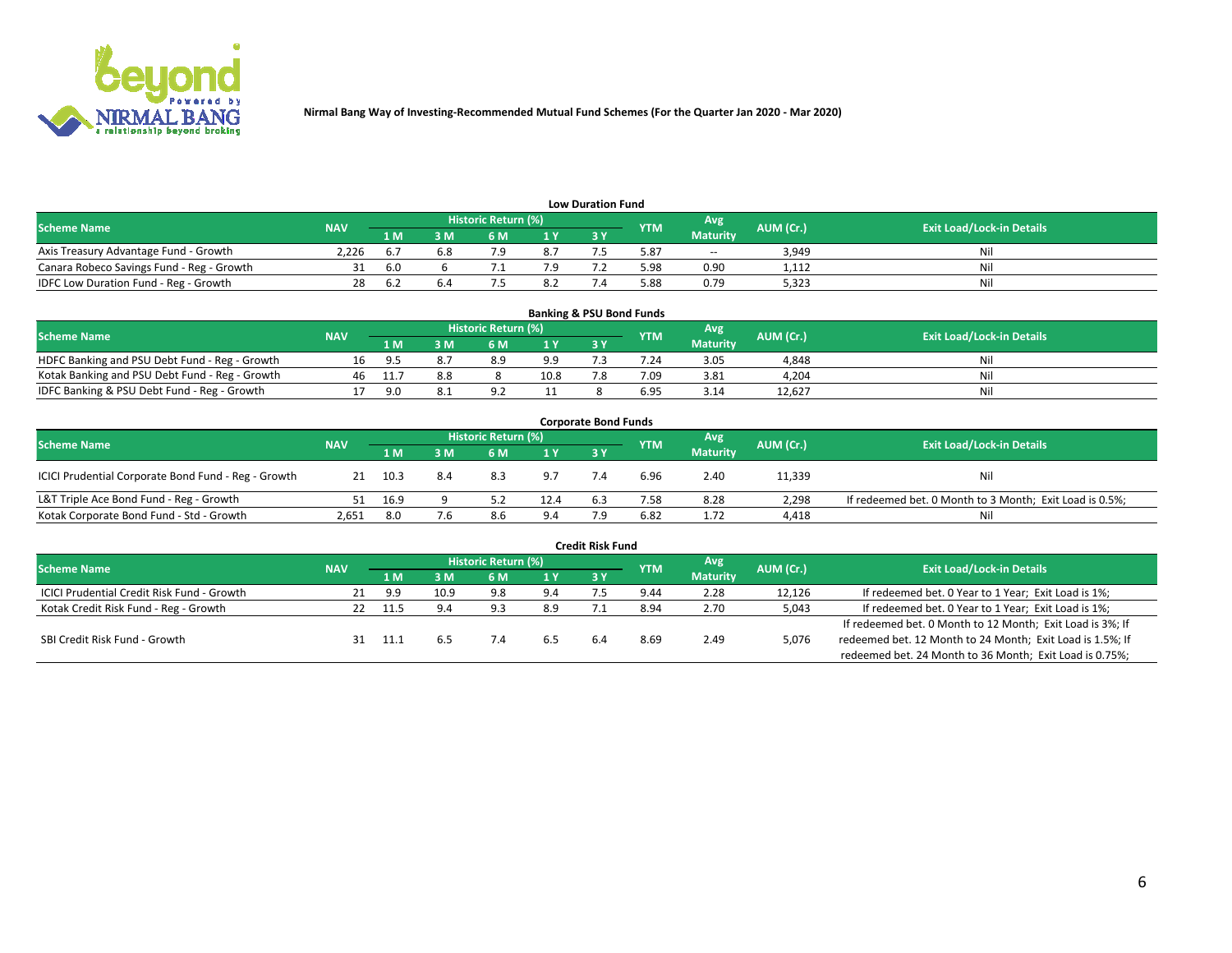**Nirmal Bang Way of Investing-Recommended Mutual Fund Schemes (For the Quarter Jan 2020 - Mar 2020)**

### Low Duration Fund

| Scheme Name | NAV | Historic Return (%) | | | | | YTM | Avg Maturity | AUM (Cr.) | Exit Load/Lock-in Details |
|---|---|---|---|---|---|---|---|---|---|---|
| | | 1 M | 3 M | 6 M | 1 Y | 3 Y | | | | |
| Axis Treasury Advantage Fund - Growth | 2,226 | 6.7 | 6.8 | 7.9 | 8.7 | 7.5 | 5.87 | -- | 3,949 | Nil |
| Canara Robeco Savings Fund - Reg - Growth | 31 | 6.0 | 6 | 7.1 | 7.9 | 7.2 | 5.98 | 0.90 | 1,112 | Nil |
| IDFC Low Duration Fund - Reg - Growth | 28 | 6.2 | 6.4 | 7.5 | 8.2 | 7.4 | 5.88 | 0.79 | 5,323 | Nil |

### Banking & PSU Bond Funds

| Scheme Name | NAV | Historic Return (%) | | | | | YTM | Avg Maturity | AUM (Cr.) | Exit Load/Lock-in Details |
|---|---|---|---|---|---|---|---|---|---|---|
| | | 1 M | 3 M | 6 M | 1 Y | 3 Y | | | | |
| HDFC Banking and PSU Debt Fund - Reg - Growth | 16 | 9.5 | 8.7 | 8.9 | 9.9 | 7.3 | 7.24 | 3.05 | 4,848 | Nil |
| Kotak Banking and PSU Debt Fund - Reg - Growth | 46 | 11.7 | 8.8 | 8 | 10.8 | 7.8 | 7.09 | 3.81 | 4,204 | Nil |
| IDFC Banking & PSU Debt Fund - Reg - Growth | 17 | 9.0 | 8.1 | 9.2 | 11 | 8 | 6.95 | 3.14 | 12,627 | Nil |

### Corporate Bond Funds

| Scheme Name | NAV | Historic Return (%) | | | | | YTM | Avg Maturity | AUM (Cr.) | Exit Load/Lock-in Details |
|---|---|---|---|---|---|---|---|---|---|---|
| | | 1 M | 3 M | 6 M | 1 Y | 3 Y | | | | |
| ICICI Prudential Corporate Bond Fund - Reg - Growth | 21 | 10.3 | 8.4 | 8.3 | 9.7 | 7.4 | 6.96 | 2.40 | 11,339 | Nil |
| L&T Triple Ace Bond Fund - Reg - Growth | 51 | 16.9 | 9 | 5.2 | 12.4 | 6.3 | 7.58 | 8.28 | 2,298 | If redeemed bet. 0 Month to 3 Month; Exit Load is 0.5%; |
| Kotak Corporate Bond Fund - Std - Growth | 2,651 | 8.0 | 7.6 | 8.6 | 9.4 | 7.9 | 6.82 | 1.72 | 4,418 | Nil |

### Credit Risk Fund

| Scheme Name | NAV | Historic Return (%) | | | | | YTM | Avg Maturity | AUM (Cr.) | Exit Load/Lock-in Details |
|---|---|---|---|---|---|---|---|---|---|---|
| | | 1 M | 3 M | 6 M | 1 Y | 3 Y | | | | |
| ICICI Prudential Credit Risk Fund - Growth | 21 | 9.9 | 10.9 | 9.8 | 9.4 | 7.5 | 9.44 | 2.28 | 12,126 | If redeemed bet. 0 Year to 1 Year; Exit Load is 1%; |
| Kotak Credit Risk Fund - Reg - Growth | 22 | 11.5 | 9.4 | 9.3 | 8.9 | 7.1 | 8.94 | 2.70 | 5,043 | If redeemed bet. 0 Year to 1 Year; Exit Load is 1%; |
| SBI Credit Risk Fund - Growth | 31 | 11.1 | 6.5 | 7.4 | 6.5 | 6.4 | 8.69 | 2.49 | 5,076 | If redeemed bet. 0 Month to 12 Month; Exit Load is 3%; If redeemed bet. 12 Month to 24 Month; Exit Load is 1.5%; If redeemed bet. 24 Month to 36 Month; Exit Load is 0.75%; |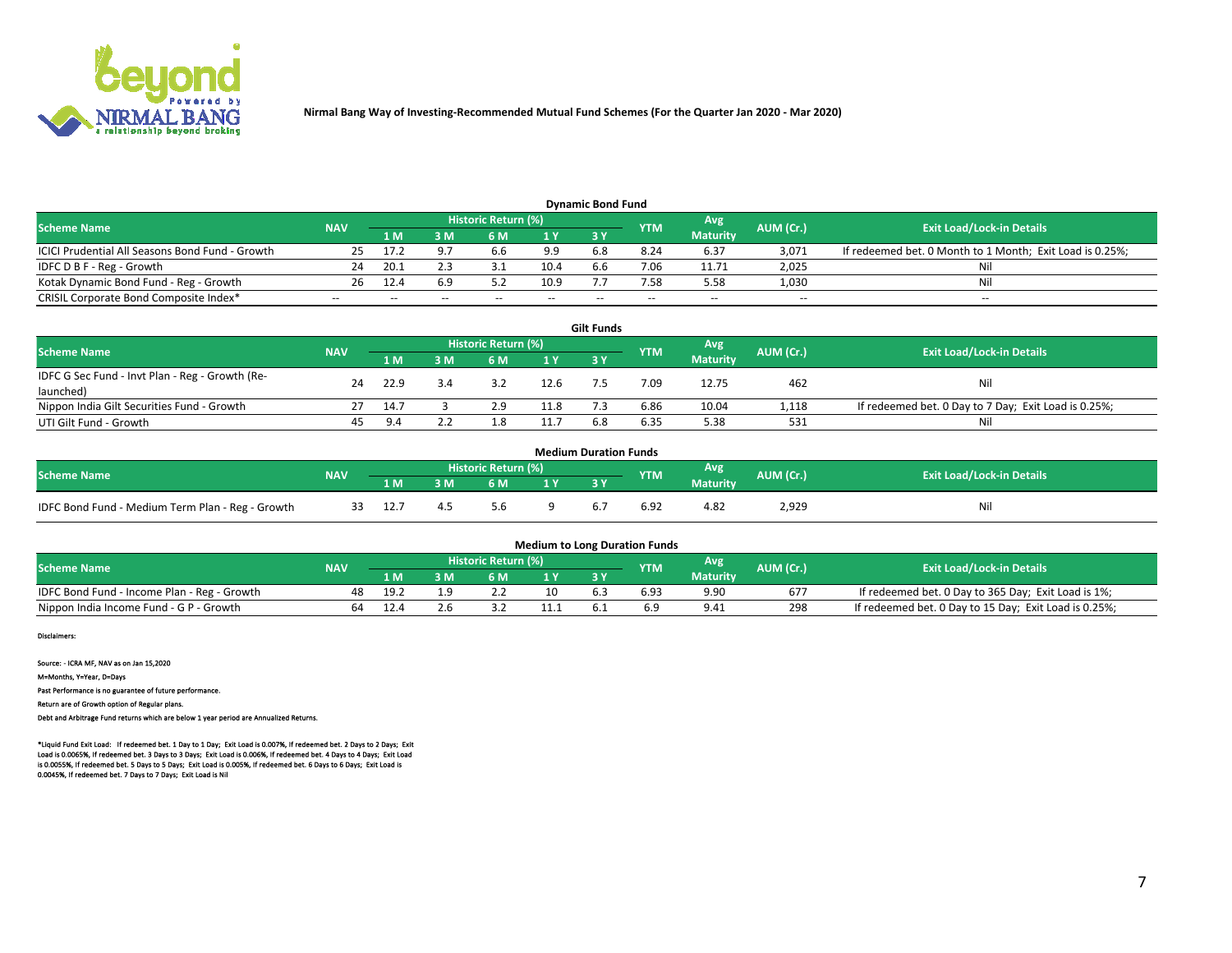Nirmal Bang Way of Investing-Recommended Mutual Fund Schemes (For the Quarter Jan 2020 - Mar 2020)

### Dynamic Bond Fund

| Scheme Name | NAV | Historic Return (%) | | | | | YTM | Avg Maturity | AUM (Cr.) | Exit Load/Lock-in Details |
|---|---|---|---|---|---|---|---|---|---|---|
| | | 1 M | 3 M | 6 M | 1 Y | 3 Y | | | | |
| ICICI Prudential All Seasons Bond Fund - Growth | 25 | 17.2 | 9.7 | 6.6 | 9.9 | 6.8 | 8.24 | 6.37 | 3,071 | If redeemed bet. 0 Month to 1 Month; Exit Load is 0.25%; |
| IDFC D B F - Reg - Growth | 24 | 20.1 | 2.3 | 3.1 | 10.4 | 6.6 | 7.06 | 11.71 | 2,025 | Nil |
| Kotak Dynamic Bond Fund - Reg - Growth | 26 | 12.4 | 6.9 | 5.2 | 10.9 | 7.7 | 7.58 | 5.58 | 1,030 | Nil |
| CRISIL Corporate Bond Composite Index* | -- | -- | -- | -- | -- | -- | -- | -- | -- | -- |

### Gilt Funds

| Scheme Name | NAV | Historic Return (%) | | | | | YTM | Avg Maturity | AUM (Cr.) | Exit Load/Lock-in Details |
|---|---|---|---|---|---|---|---|---|---|---|
| | | 1 M | 3 M | 6 M | 1 Y | 3 Y | | | | |
| IDFC G Sec Fund - Invt Plan - Reg - Growth (Re-launched) | 24 | 22.9 | 3.4 | 3.2 | 12.6 | 7.5 | 7.09 | 12.75 | 462 | Nil |
| Nippon India Gilt Securities Fund - Growth | 27 | 14.7 | 3 | 2.9 | 11.8 | 7.3 | 6.86 | 10.04 | 1,118 | If redeemed bet. 0 Day to 7 Day; Exit Load is 0.25%; |
| UTI Gilt Fund - Growth | 45 | 9.4 | 2.2 | 1.8 | 11.7 | 6.8 | 6.35 | 5.38 | 531 | Nil |

### Medium Duration Funds

| Scheme Name | NAV | Historic Return (%) | | | | | YTM | Avg Maturity | AUM (Cr.) | Exit Load/Lock-in Details |
|---|---|---|---|---|---|---|---|---|---|---|
| | | 1 M | 3 M | 6 M | 1 Y | 3 Y | | | | |
| IDFC Bond Fund - Medium Term Plan - Reg - Growth | 33 | 12.7 | 4.5 | 5.6 | 9 | 6.7 | 6.92 | 4.82 | 2,929 | Nil |

### Medium to Long Duration Funds

| Scheme Name | NAV | Historic Return (%) | | | | | YTM | Avg Maturity | AUM (Cr.) | Exit Load/Lock-in Details |
|---|---|---|---|---|---|---|---|---|---|---|
| | | 1 M | 3 M | 6 M | 1 Y | 3 Y | | | | |
| IDFC Bond Fund - Income Plan - Reg - Growth | 48 | 19.2 | 1.9 | 2.2 | 10 | 6.3 | 6.93 | 9.90 | 677 | If redeemed bet. 0 Day to 365 Day; Exit Load is 1%; |
| Nippon India Income Fund - G P - Growth | 64 | 12.4 | 2.6 | 3.2 | 11.1 | 6.1 | 6.9 | 9.41 | 298 | If redeemed bet. 0 Day to 15 Day; Exit Load is 0.25%; |

Disclaimers:

Source: - ICRA MF, NAV as on Jan 15,2020

M=Months, Y=Year, D=Days

Past Performance is no guarantee of future performance.

Return are of Growth option of Regular plans.

Debt and Arbitrage Fund returns which are below 1 year period are Annualized Returns.

*Liquid Fund Exit Load: If redeemed bet. 1 Day to 1 Day; Exit Load is 0.007%, If redeemed bet. 2 Days to 2 Days; Exit Load is 0.0065%, If redeemed bet. 3 Days to 3 Days; Exit Load is 0.006%, If redeemed bet. 4 Days to 4 Days; Exit Load is 0.0055%, If redeemed bet. 5 Days to 5 Days; Exit Load is 0.005%, If redeemed bet. 6 Days to 6 Days; Exit Load is 0.0045%, If redeemed bet. 7 Days to 7 Days; Exit Load is Nil